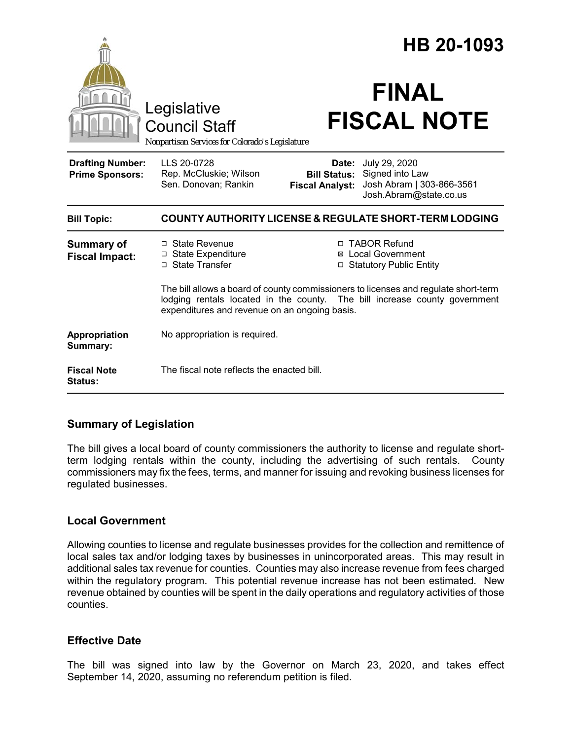# HB 20-1093

Legislative Council Staff

*Nonpartisan Services for Colorado's Legislature*

# FINAL FISCAL NOTE

| | | | |
|---|---|---|---|
| **Drafting Number:** | LLS 20-0728 | **Date:** | July 29, 2020 |
| **Prime Sponsors:** | Rep. McCluskie; Wilson<br>Sen. Donovan; Rankin | **Bill Status:** | Signed into Law |
| | | **Fiscal Analyst:** | Josh Abram \| 303-866-3561<br>Josh.Abram@state.co.us |

| | |
|---|---|
| **Bill Topic:** | **COUNTY AUTHORITY LICENSE & REGULATE SHORT-TERM LODGING** |
| **Summary of Fiscal Impact:** | ☐ State Revenue<br>☐ State Expenditure<br>☐ State Transfer<br>☐ TABOR Refund<br>☒ Local Government<br>☐ Statutory Public Entity<br><br>The bill allows a board of county commissioners to licenses and regulate short-term lodging rentals located in the county. The bill increase county government expenditures and revenue on an ongoing basis. |
| **Appropriation Summary:** | No appropriation is required. |
| **Fiscal Note Status:** | The fiscal note reflects the enacted bill. |

## Summary of Legislation

The bill gives a local board of county commissioners the authority to license and regulate short-term lodging rentals within the county, including the advertising of such rentals. County commissioners may fix the fees, terms, and manner for issuing and revoking business licenses for regulated businesses.

## Local Government

Allowing counties to license and regulate businesses provides for the collection and remittence of local sales tax and/or lodging taxes by businesses in unincorporated areas. This may result in additional sales tax revenue for counties. Counties may also increase revenue from fees charged within the regulatory program. This potential revenue increase has not been estimated. New revenue obtained by counties will be spent in the daily operations and regulatory activities of those counties.

## Effective Date

The bill was signed into law by the Governor on March 23, 2020, and takes effect September 14, 2020, assuming no referendum petition is filed.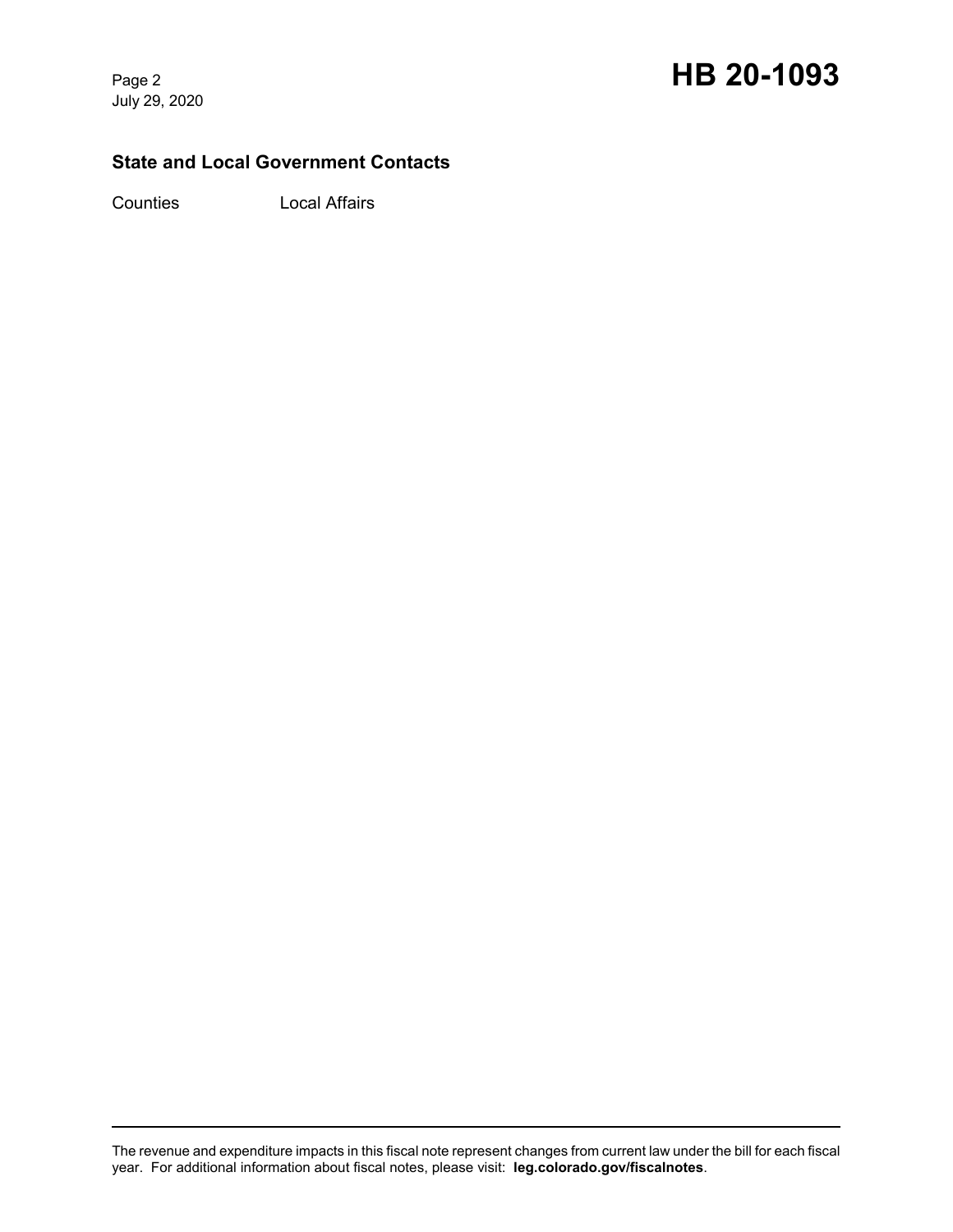## State and Local Government Contacts

Counties Local Affairs

The revenue and expenditure impacts in this fiscal note represent changes from current law under the bill for each fiscal year. For additional information about fiscal notes, please visit: **leg.colorado.gov/fiscalnotes**.